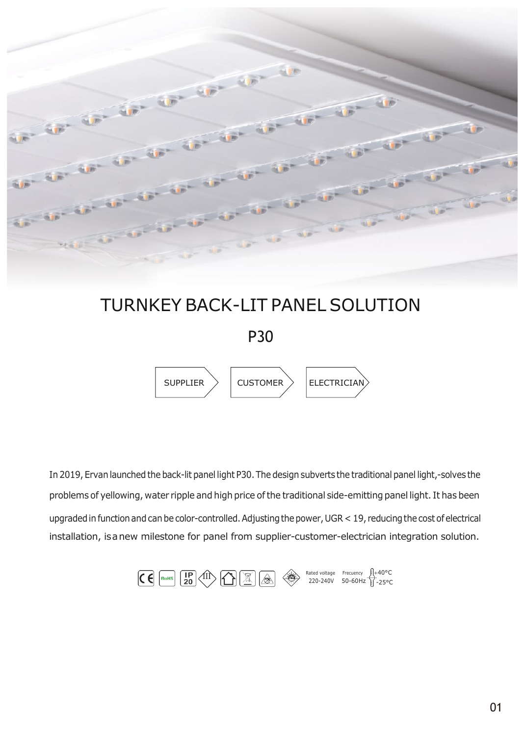# TURNKEY BACK-LIT PANEL SOLUTION

## P30

SUPPLIER > CUSTOMER > ELECTRICIAN

In 2019, Ervan launched the back-lit panel light P30. The design subverts the traditional panel light,-solves the problems of yellowing, water ripple and high price of the traditional side-emitting panel light. It has been upgraded in function and can be color-controlled. Adjusting the power, UGR < 19, reducing the cost of electrical installation, is a new milestone for panel from supplier-customer-electrician integration solution.

CE RoHS IP20 III

Rated voltage 220-240V Frecuency 50-60Hz +40°C -25°C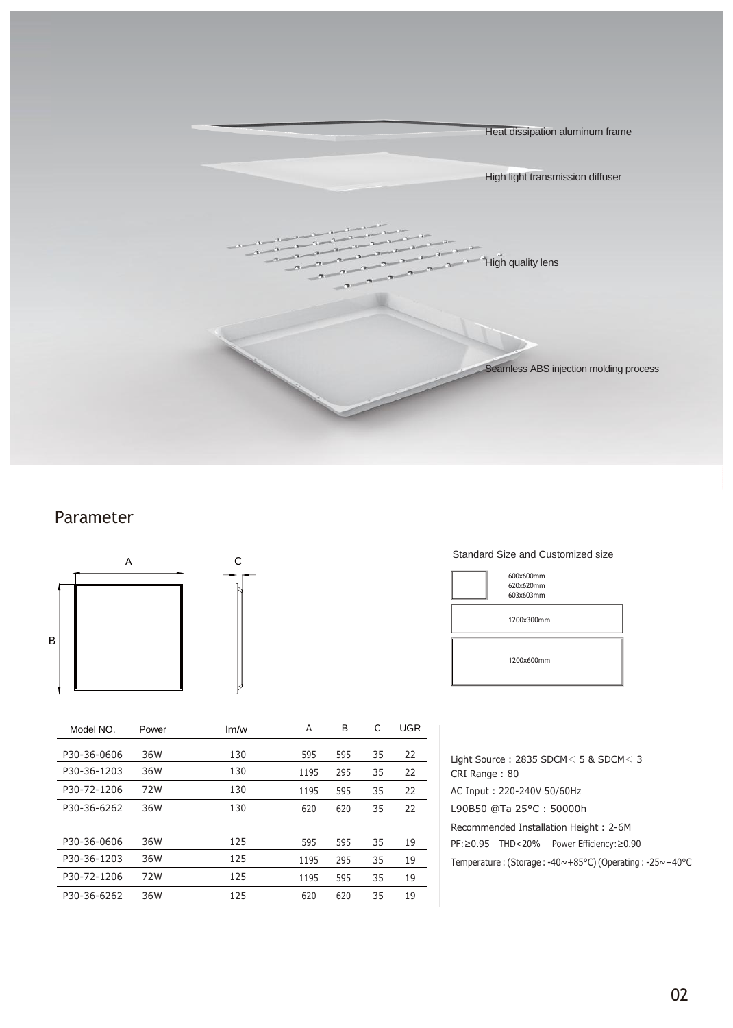Heat dissipation aluminum frame

High light transmission diffuser

High quality lens

Seamless ABS injection molding process

## Parameter

A B C

Standard Size and Customized size

600x600mm
620x620mm
603x603mm

1200x300mm

1200x600mm

| Model NO. | Power | lm/w | A | B | C | UGR |
|---|---|---|---|---|---|---|
| P30-36-0606 | 36W | 130 | 595 | 595 | 35 | 22 |
| P30-36-1203 | 36W | 130 | 1195 | 295 | 35 | 22 |
| P30-72-1206 | 72W | 130 | 1195 | 595 | 35 | 22 |
| P30-36-6262 | 36W | 130 | 620 | 620 | 35 | 22 |
| P30-36-0606 | 36W | 125 | 595 | 595 | 35 | 19 |
| P30-36-1203 | 36W | 125 | 1195 | 295 | 35 | 19 |
| P30-72-1206 | 72W | 125 | 1195 | 595 | 35 | 19 |
| P30-36-6262 | 36W | 125 | 620 | 620 | 35 | 19 |

Light Source：2835 SDCM＜ 5 & SDCM＜ 3
CRI Range：80
AC Input：220-240V 50/60Hz
L90B50 @Ta 25°C：50000h
Recommended Installation Height：2-6M
PF:≥0.95 THD<20% Power Efficiency:≥0.90
Temperature : (Storage : -40~+85°C) (Operating : -25~+40°C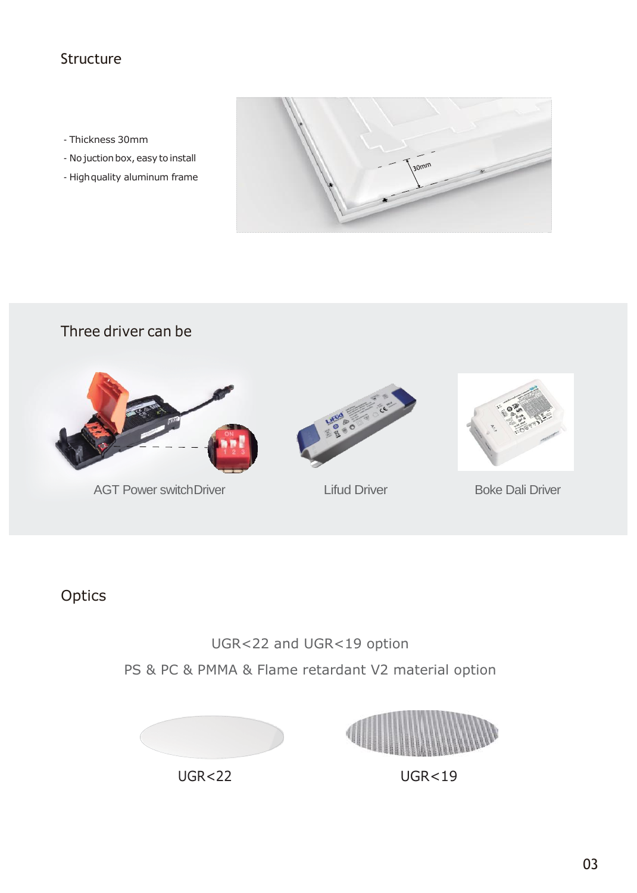## Structure

- Thickness 30mm
- No juction box, easy to install
- High quality aluminum frame

## Three driver can be

AGT Power switchDriver

Lifud Driver

Boke Dali Driver

## Optics

UGR<22 and UGR<19 option

PS & PC & PMMA & Flame retardant V2 material option

UGR<22

UGR<19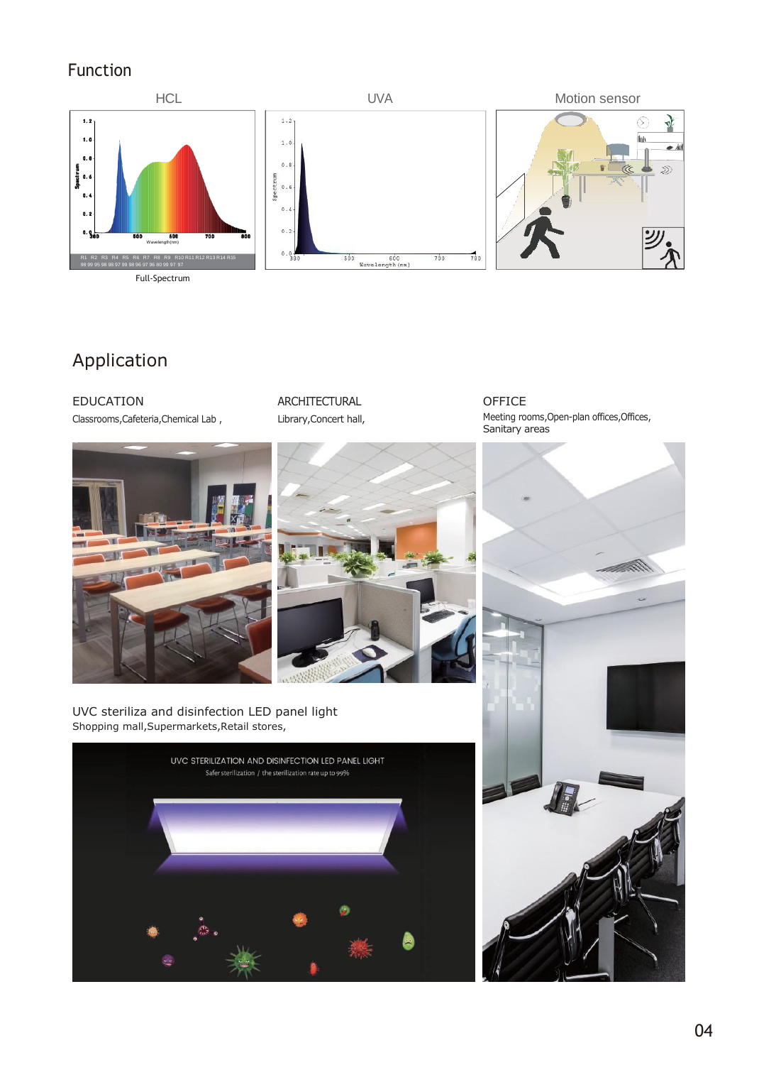## Function

HCL

UVA

Motion sensor

Full-Spectrum

## Application

EDUCATION

Classrooms,Cafeteria,Chemical Lab ,

ARCHITECTURAL

Library,Concert hall,

OFFICE

Meeting rooms,Open-plan offices,Offices, Sanitary areas

UVC steriliza and disinfection LED panel light

Shopping mall,Supermarkets,Retail stores,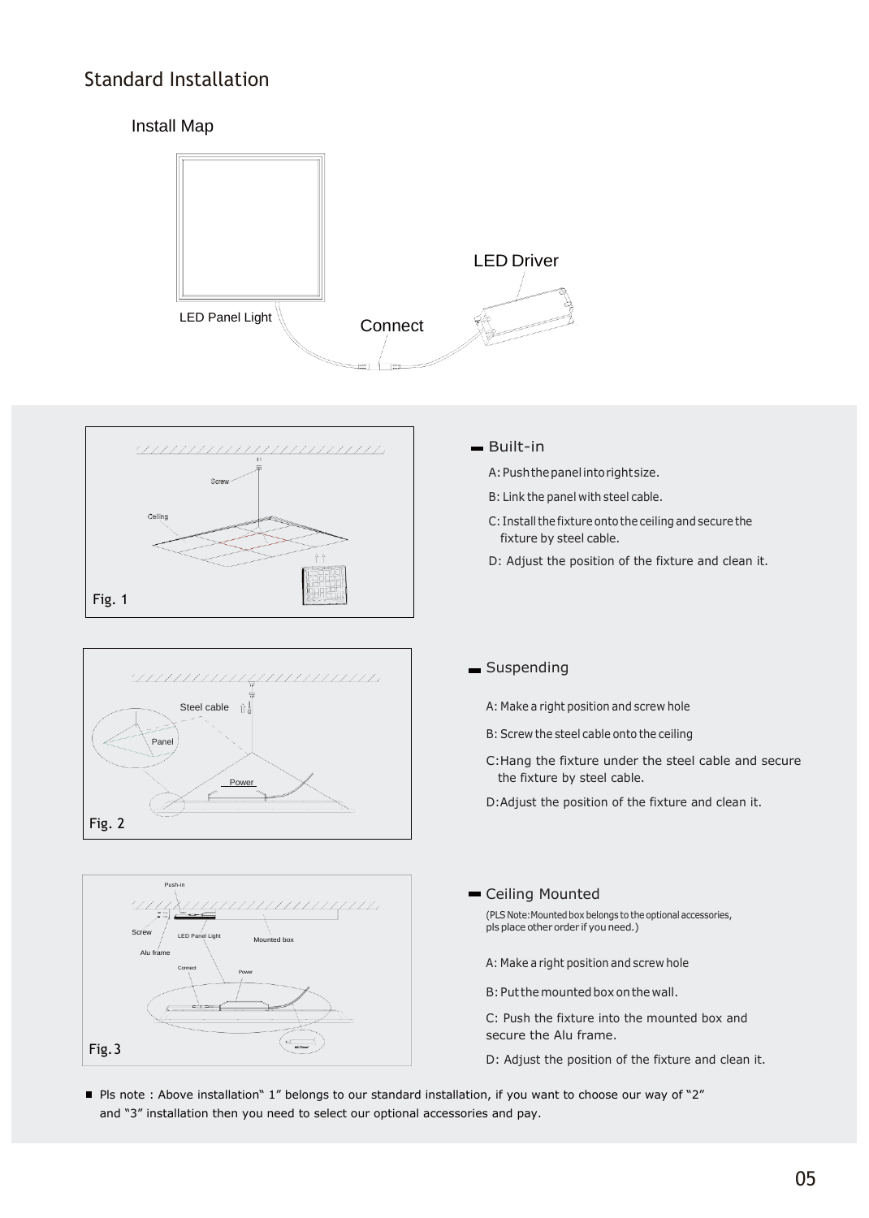# Standard Installation

## Install Map

LED Panel Light

Connect

LED Driver

Fig. 1

### Built-in

A: Push the panel into right size.

B: Link the panel with steel cable.

C: Install the fixture onto the ceiling and secure the fixture by steel cable.

D: Adjust the position of the fixture and clean it.

Fig. 2

### Suspending

A: Make a right position and screw hole

B: Screw the steel cable onto the ceiling

C: Hang the fixture under the steel cable and secure the fixture by steel cable.

D: Adjust the position of the fixture and clean it.

Fig. 3

### Ceiling Mounted

(PLS Note: Mounted box belongs to the optional accessories, pls place other order if you need.)

A: Make a right position and screw hole

B: Put the mounted box on the wall.

C: Push the fixture into the mounted box and secure the Alu frame.

D: Adjust the position of the fixture and clean it.

- Pls note : Above installation" 1" belongs to our standard installation, if you want to choose our way of "2" and "3" installation then you need to select our optional accessories and pay.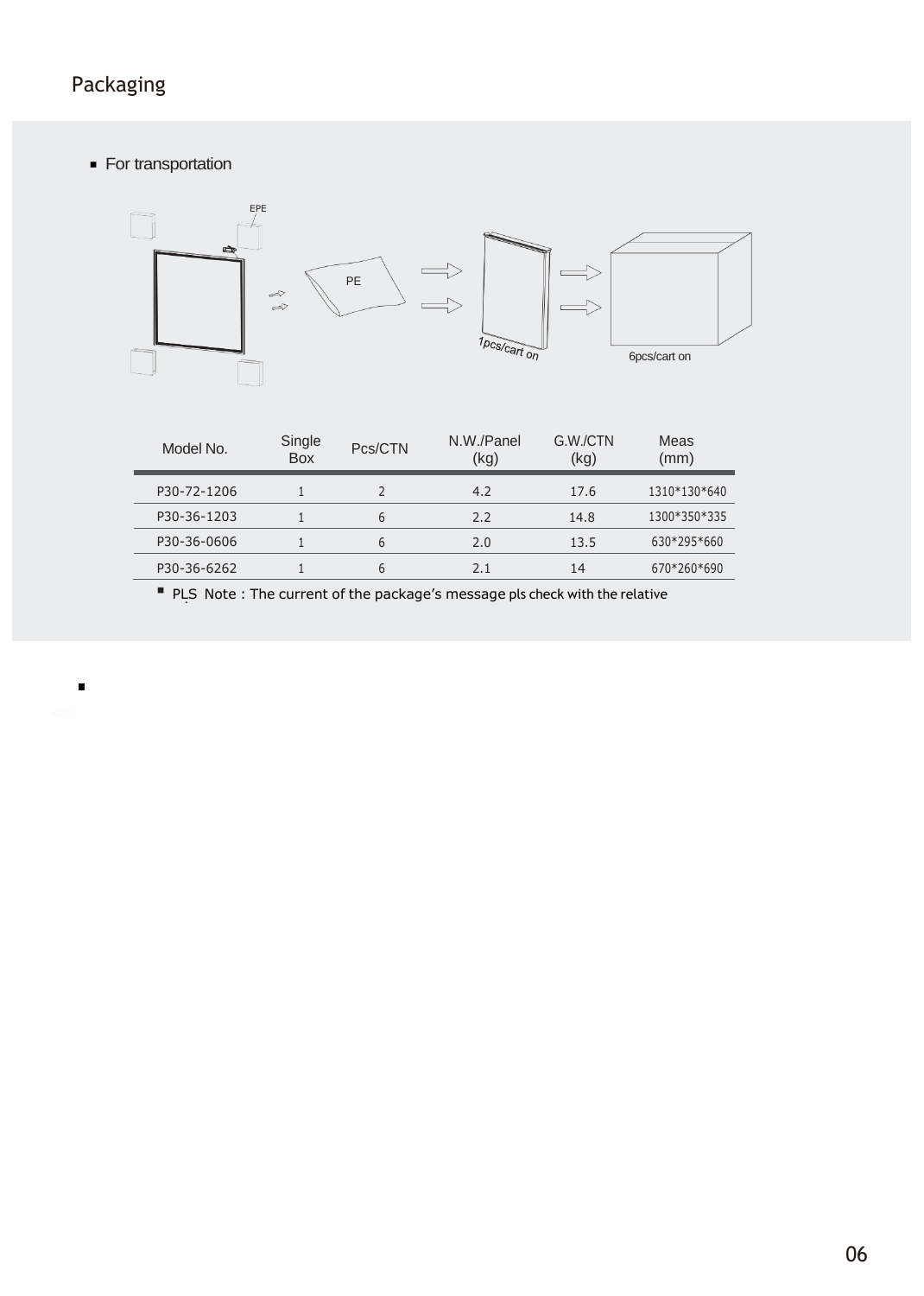## Packaging

- For transportation

EPE

PE

1pcs/cart on

6pcs/cart on

| Model No. | Single Box | Pcs/CTN | N.W./Panel (kg) | G.W./CTN (kg) | Meas (mm) |
|---|---|---|---|---|---|
| P30-72-1206 | 1 | 2 | 4.2 | 17.6 | 1310*130*640 |
| P30-36-1203 | 1 | 6 | 2.2 | 14.8 | 1300*350*335 |
| P30-36-0606 | 1 | 6 | 2.0 | 13.5 | 630*295*660 |
| P30-36-6262 | 1 | 6 | 2.1 | 14 | 670*260*690 |

- PLS Note：The current of the package's message pls check with the relative